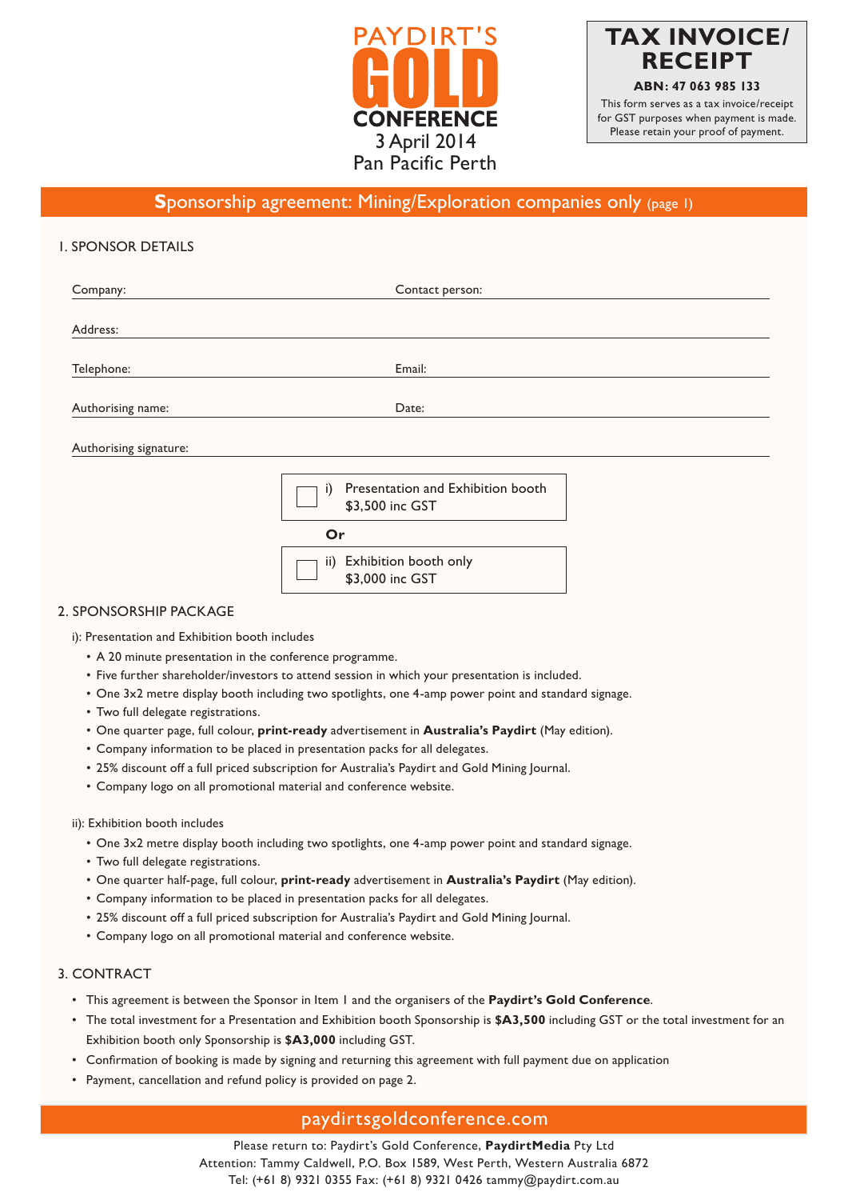PAYDIRT'S

# GOLD CONFERENCE

3 April 2014

Pan Pacific Perth

**TAX INVOICE/ RECEIPT**

**ABN: 47 063 985 133**

This form serves as a tax invoice/receipt for GST purposes when payment is made. Please retain your proof of payment.

## Sponsorship agreement: Mining/Exploration companies only (page 1)

### 1. SPONSOR DETAILS

Company: ______________________ Contact person: ______________________

Address: ______________________________________________

Telephone: ______________________ Email: ______________________

Authorising name: ______________________ Date: ______________________

Authorising signature: ______________________________________________

☐ i) Presentation and Exhibition booth $3,500 inc GST

**Or**

☐ ii) Exhibition booth only $3,000 inc GST

### 2. SPONSORSHIP PACKAGE

i): Presentation and Exhibition booth includes

- A 20 minute presentation in the conference programme.
- Five further shareholder/investors to attend session in which your presentation is included.
- One 3x2 metre display booth including two spotlights, one 4-amp power point and standard signage.
- Two full delegate registrations.
- One quarter page, full colour, **print-ready** advertisement in **Australia's Paydirt** (May edition).
- Company information to be placed in presentation packs for all delegates.
- 25% discount off a full priced subscription for Australia's Paydirt and Gold Mining Journal.
- Company logo on all promotional material and conference website.

ii): Exhibition booth includes

- One 3x2 metre display booth including two spotlights, one 4-amp power point and standard signage.
- Two full delegate registrations.
- One quarter half-page, full colour, **print-ready** advertisement in **Australia's Paydirt** (May edition).
- Company information to be placed in presentation packs for all delegates.
- 25% discount off a full priced subscription for Australia's Paydirt and Gold Mining Journal.
- Company logo on all promotional material and conference website.

### 3. CONTRACT

- This agreement is between the Sponsor in Item 1 and the organisers of the **Paydirt's Gold Conference**.
- The total investment for a Presentation and Exhibition booth Sponsorship is **$A3,500** including GST or the total investment for an Exhibition booth only Sponsorship is **$A3,000** including GST.
- Confirmation of booking is made by signing and returning this agreement with full payment due on application
- Payment, cancellation and refund policy is provided on page 2.

paydirtsgoldconference.com

Please return to: Paydirt's Gold Conference, **PaydirtMedia** Pty Ltd
Attention: Tammy Caldwell, P.O. Box 1589, West Perth, Western Australia 6872
Tel: (+61 8) 9321 0355 Fax: (+61 8) 9321 0426 tammy@paydirt.com.au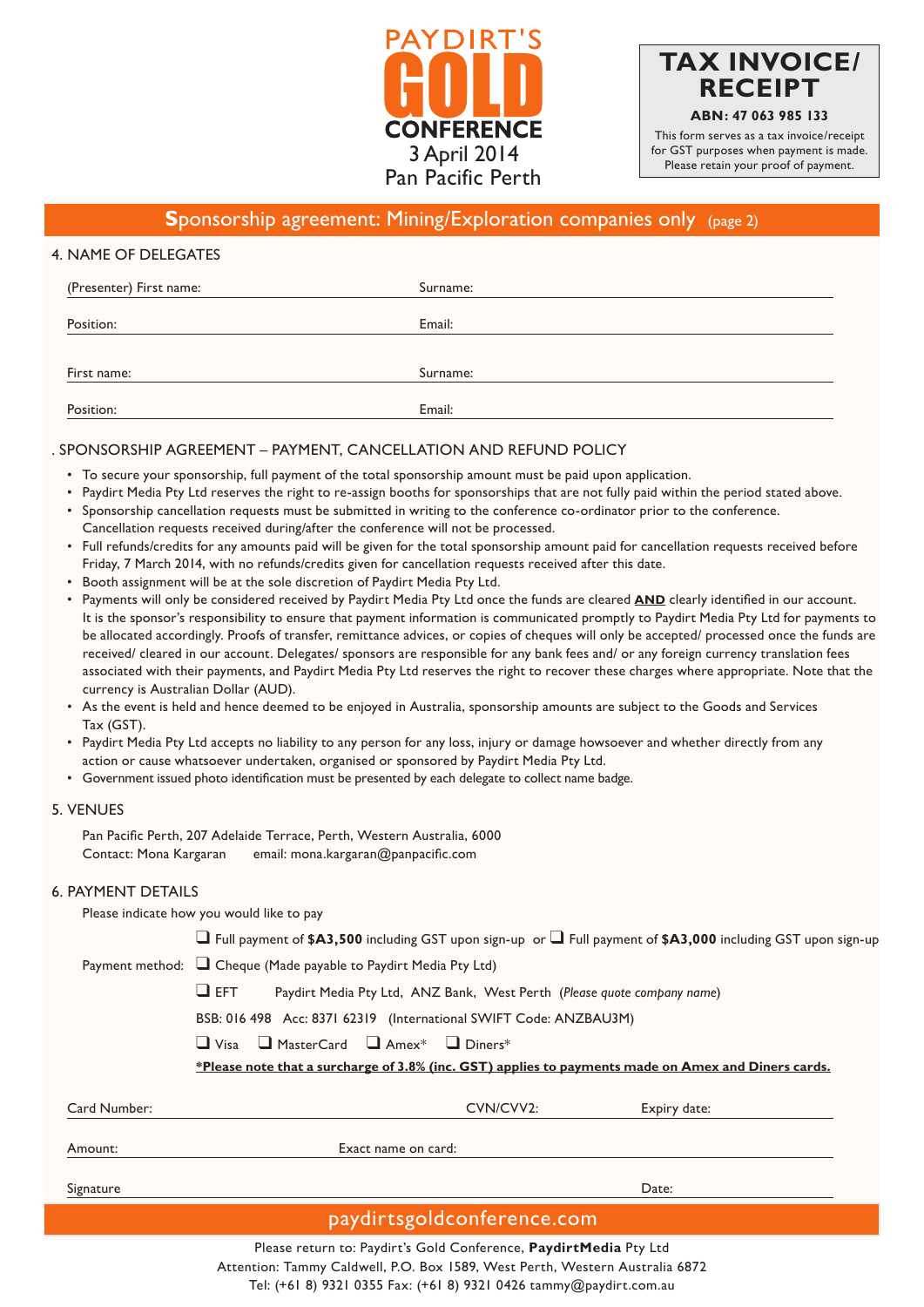# PAYDIRT'S GOLD CONFERENCE

3 April 2014
Pan Pacific Perth

## TAX INVOICE/ RECEIPT

**ABN: 47 063 985 133**

This form serves as a tax invoice/receipt for GST purposes when payment is made. Please retain your proof of payment.

## Sponsorship agreement: Mining/Exploration companies only (page 2)

### 4. NAME OF DELEGATES

(Presenter) First name: ________________ Surname: ________________

Position: ________________ Email: ________________

First name: ________________ Surname: ________________

Position: ________________ Email: ________________

### . SPONSORSHIP AGREEMENT – PAYMENT, CANCELLATION AND REFUND POLICY

- To secure your sponsorship, full payment of the total sponsorship amount must be paid upon application.
- Paydirt Media Pty Ltd reserves the right to re-assign booths for sponsorships that are not fully paid within the period stated above.
- Sponsorship cancellation requests must be submitted in writing to the conference co-ordinator prior to the conference. Cancellation requests received during/after the conference will not be processed.
- Full refunds/credits for any amounts paid will be given for the total sponsorship amount paid for cancellation requests received before Friday, 7 March 2014, with no refunds/credits given for cancellation requests received after this date.
- Booth assignment will be at the sole discretion of Paydirt Media Pty Ltd.
- Payments will only be considered received by Paydirt Media Pty Ltd once the funds are cleared **AND** clearly identified in our account. It is the sponsor's responsibility to ensure that payment information is communicated promptly to Paydirt Media Pty Ltd for payments to be allocated accordingly. Proofs of transfer, remittance advices, or copies of cheques will only be accepted/ processed once the funds are received/ cleared in our account. Delegates/ sponsors are responsible for any bank fees and/ or any foreign currency translation fees associated with their payments, and Paydirt Media Pty Ltd reserves the right to recover these charges where appropriate. Note that the currency is Australian Dollar (AUD).
- As the event is held and hence deemed to be enjoyed in Australia, sponsorship amounts are subject to the Goods and Services Tax (GST).
- Paydirt Media Pty Ltd accepts no liability to any person for any loss, injury or damage howsoever and whether directly from any action or cause whatsoever undertaken, organised or sponsored by Paydirt Media Pty Ltd.
- Government issued photo identification must be presented by each delegate to collect name badge.

### 5. VENUES

Pan Pacific Perth, 207 Adelaide Terrace, Perth, Western Australia, 6000
Contact: Mona Kargaran email: mona.kargaran@panpacific.com

### 6. PAYMENT DETAILS

Please indicate how you would like to pay

❑ Full payment of **$A3,500** including GST upon sign-up or ❑ Full payment of **$A3,000** including GST upon sign-up

Payment method: ❑ Cheque (Made payable to Paydirt Media Pty Ltd)

❑ EFT Paydirt Media Pty Ltd, ANZ Bank, West Perth (*Please quote company name*)

BSB: 016 498 Acc: 8371 62319 (International SWIFT Code: ANZBAU3M)

❑ Visa ❑ MasterCard ❑ Amex* ❑ Diners*

***Please note that a surcharge of 3.8% (inc. GST) applies to payments made on Amex and Diners cards.**

Card Number: ________________ CVN/CVV2: ________ Expiry date: ________

Amount: ________________ Exact name on card: ________________

Signature ________________ Date: ________

paydirtsgoldconference.com

Please return to: Paydirt's Gold Conference, **PaydirtMedia** Pty Ltd
Attention: Tammy Caldwell, P.O. Box 1589, West Perth, Western Australia 6872
Tel: (+61 8) 9321 0355 Fax: (+61 8) 9321 0426 tammy@paydirt.com.au